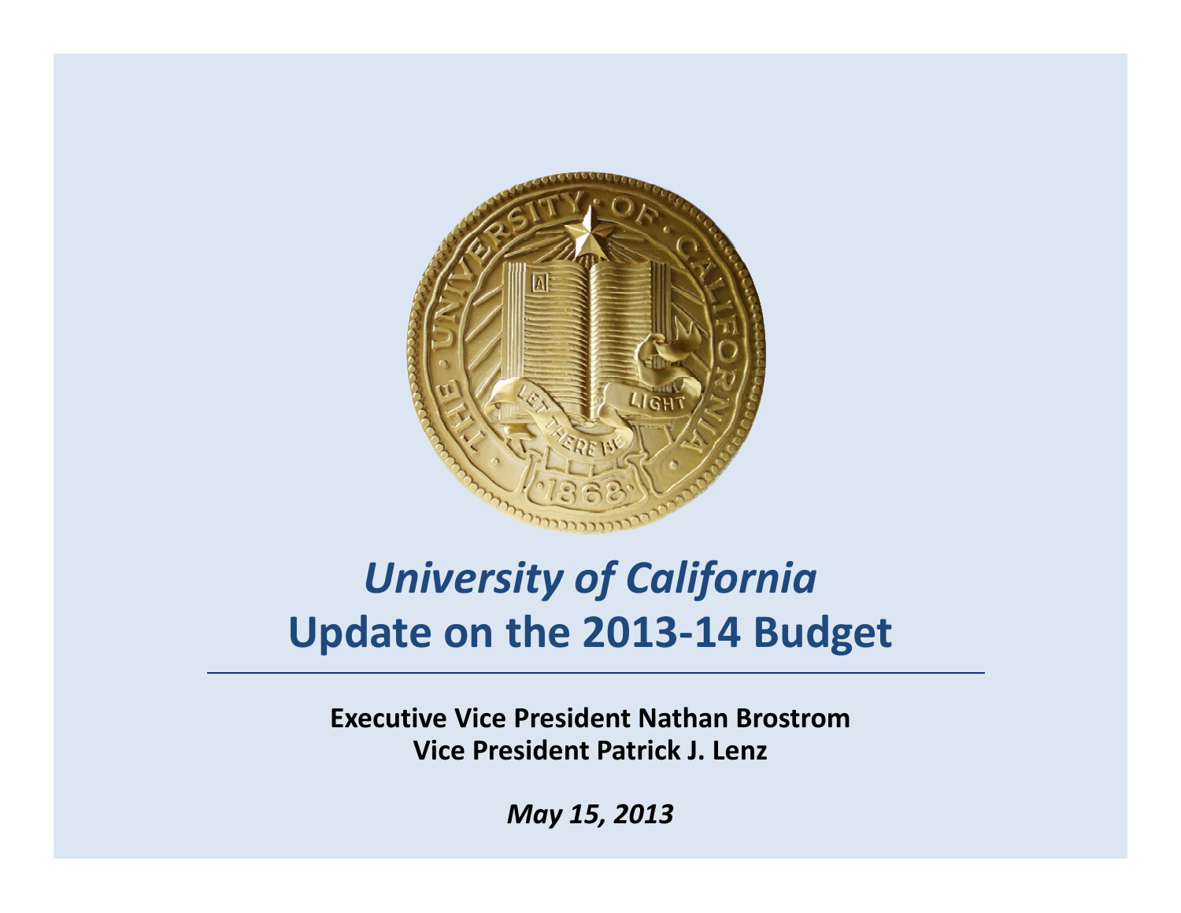# *University of California*
# Update on the 2013-14 Budget

**Executive Vice President Nathan Brostrom**
**Vice President Patrick J. Lenz**

***May 15, 2013***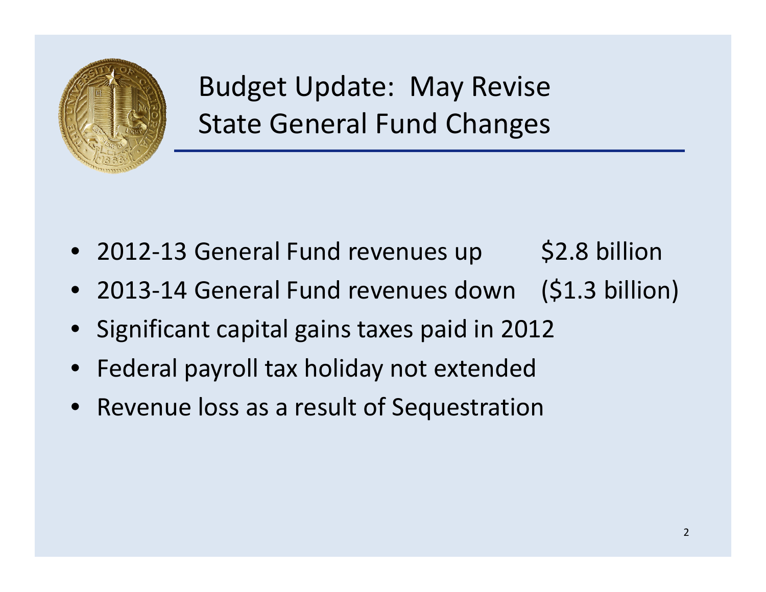# Budget Update: May Revise State General Fund Changes

- 2012-13 General Fund revenues up $2.8 billion
- 2013-14 General Fund revenues down ($1.3 billion)
- Significant capital gains taxes paid in 2012
- Federal payroll tax holiday not extended
- Revenue loss as a result of Sequestration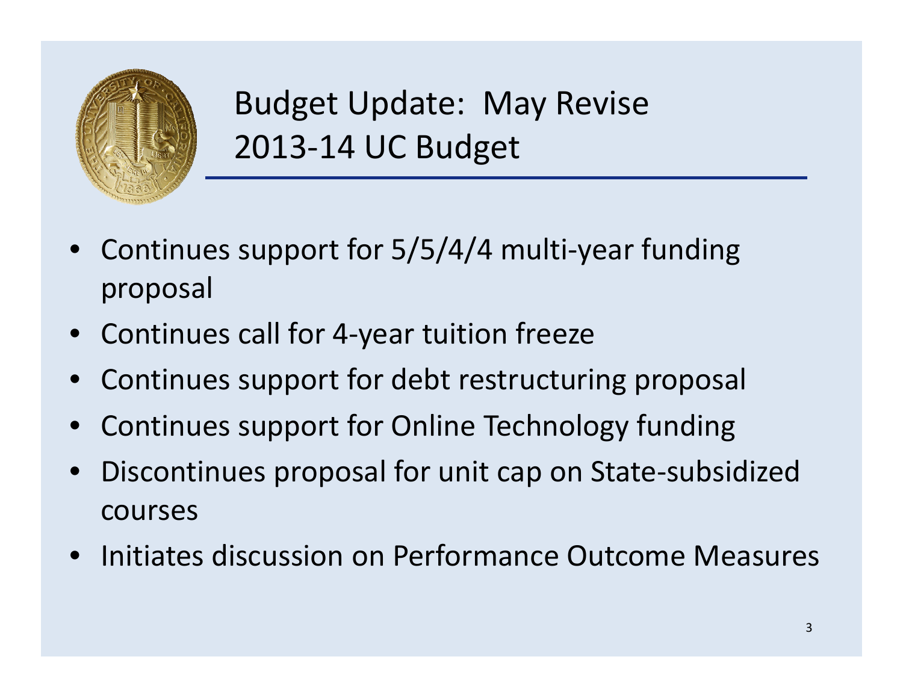# Budget Update: May Revise 2013-14 UC Budget

- Continues support for 5/5/4/4 multi-year funding proposal
- Continues call for 4-year tuition freeze
- Continues support for debt restructuring proposal
- Continues support for Online Technology funding
- Discontinues proposal for unit cap on State-subsidized courses
- Initiates discussion on Performance Outcome Measures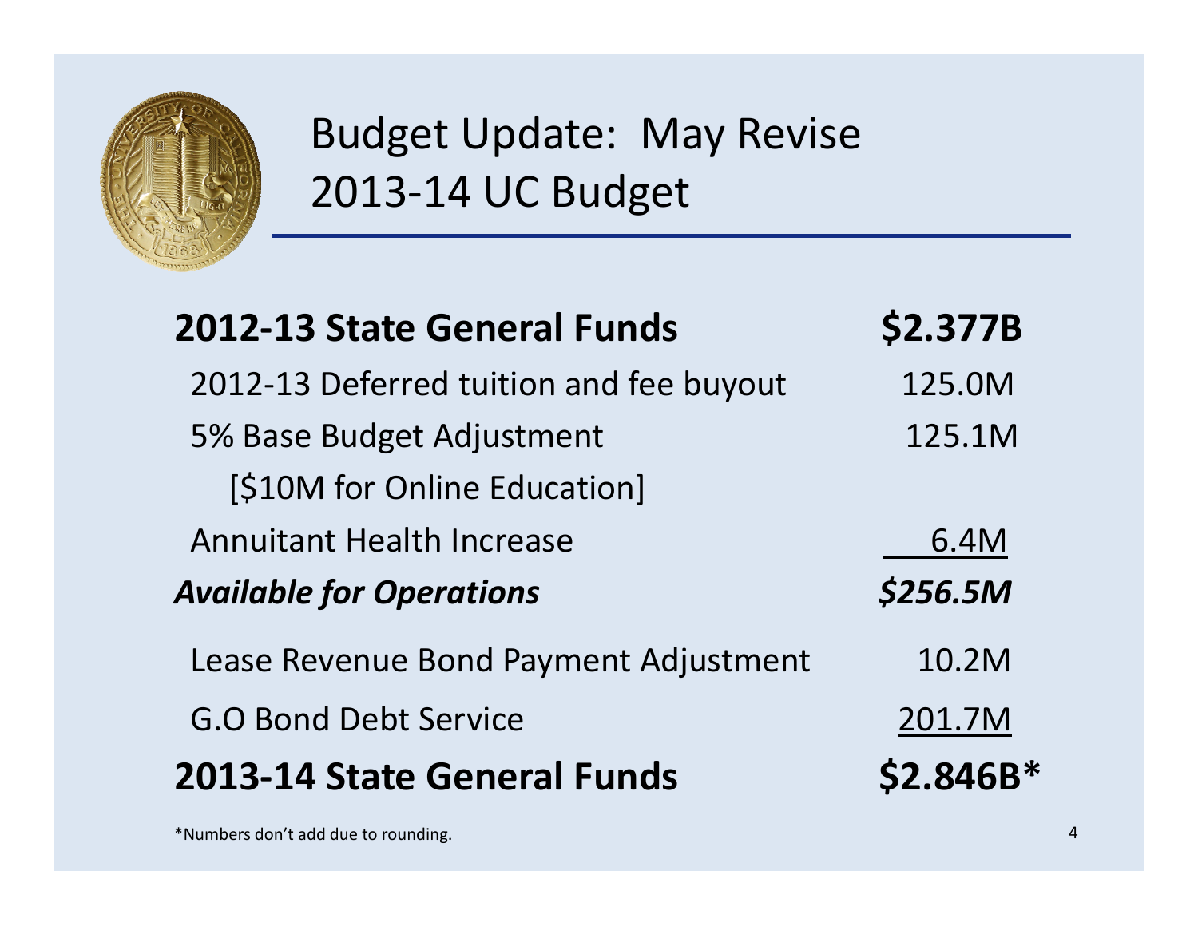# Budget Update: May Revise 2013-14 UC Budget

| | |
|---|---|
| **2012-13 State General Funds** | **$2.377B** |
| 2012-13 Deferred tuition and fee buyout | 125.0M |
| 5% Base Budget Adjustment [$10M for Online Education] | 125.1M |
| Annuitant Health Increase | 6.4M |
| ***Available for Operations*** | ***$256.5M*** |
| Lease Revenue Bond Payment Adjustment | 10.2M |
| G.O Bond Debt Service | 201.7M |
| **2013-14 State General Funds** | **$2.846B*** |

*Numbers don't add due to rounding.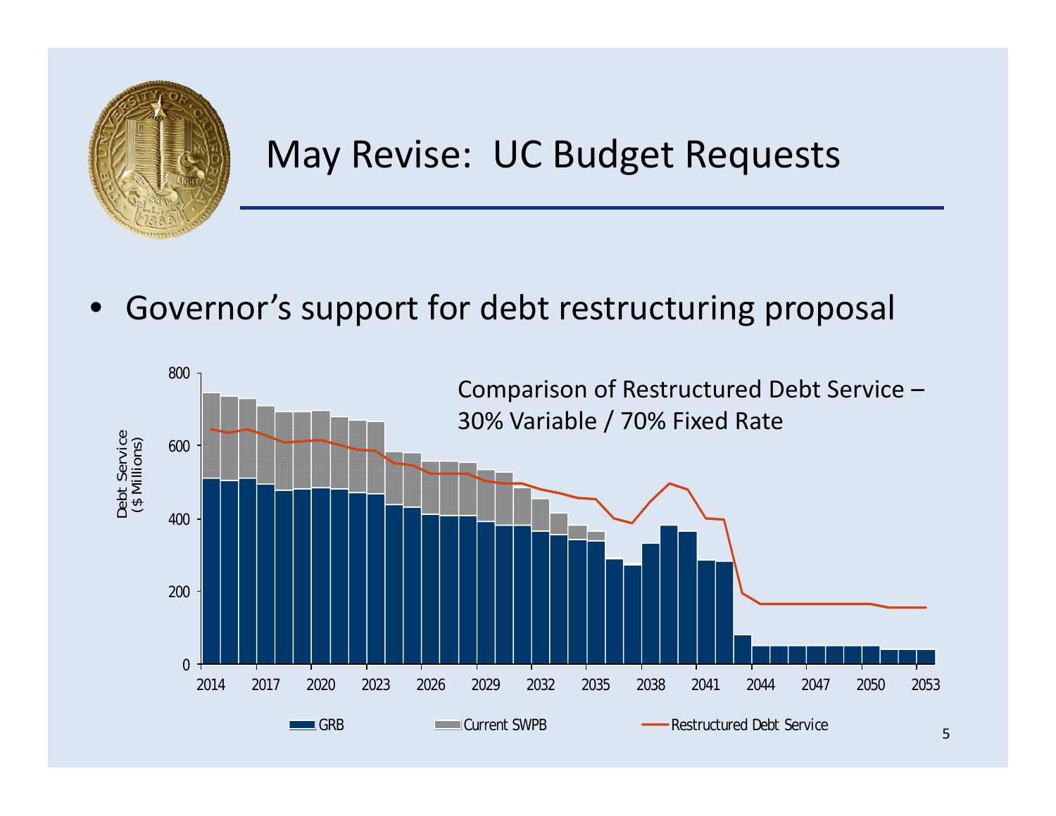# May Revise: UC Budget Requests

- Governor's support for debt restructuring proposal

Comparison of Restructured Debt Service – 30% Variable / 70% Fixed Rate

Debt Service ($ Millions)

GRB | Current SWPB | Restructured Debt Service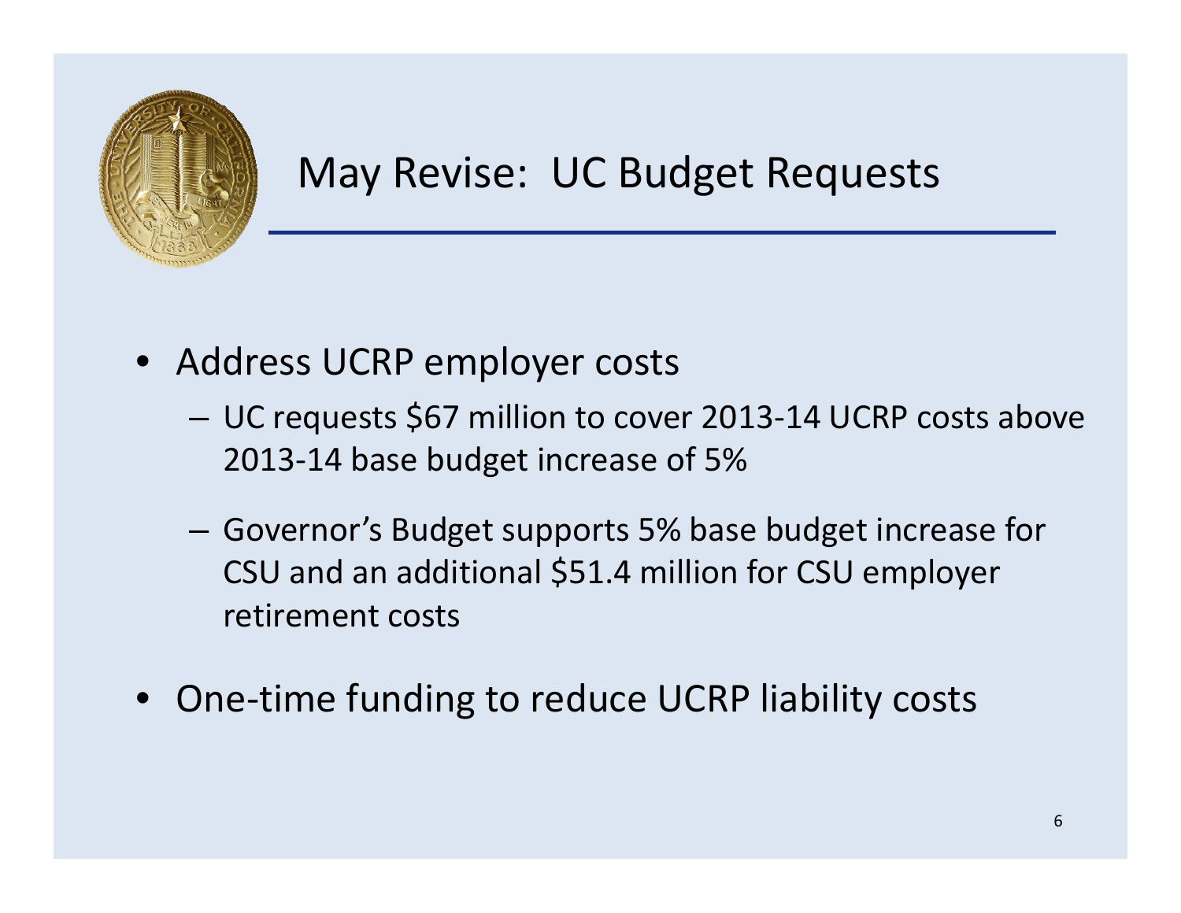# May Revise: UC Budget Requests

- Address UCRP employer costs
  - UC requests $67 million to cover 2013-14 UCRP costs above 2013-14 base budget increase of 5%
  - Governor's Budget supports 5% base budget increase for CSU and an additional $51.4 million for CSU employer retirement costs
- One-time funding to reduce UCRP liability costs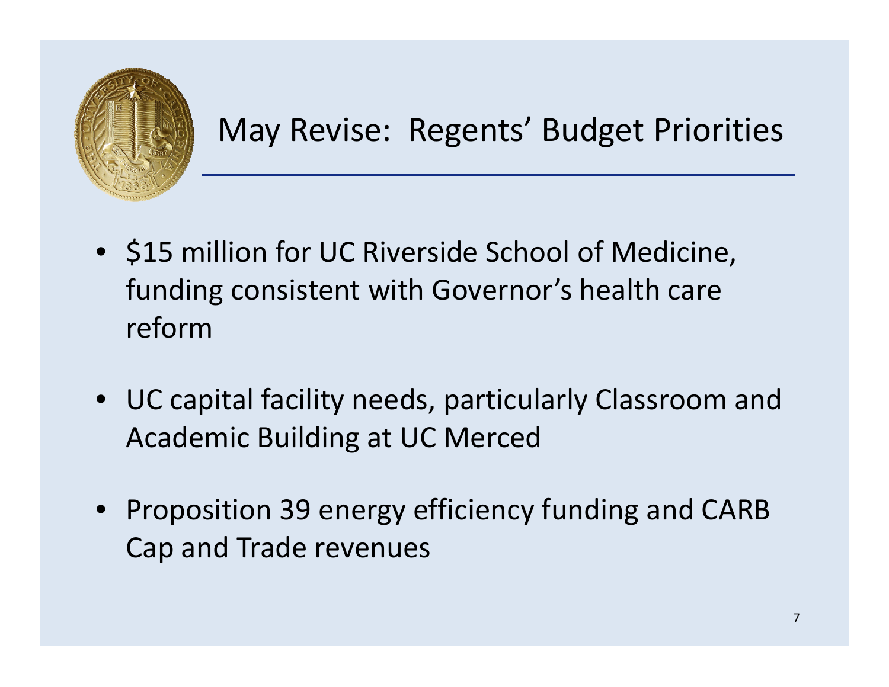## May Revise: Regents' Budget Priorities

- $15 million for UC Riverside School of Medicine, funding consistent with Governor's health care reform
- UC capital facility needs, particularly Classroom and Academic Building at UC Merced
- Proposition 39 energy efficiency funding and CARB Cap and Trade revenues